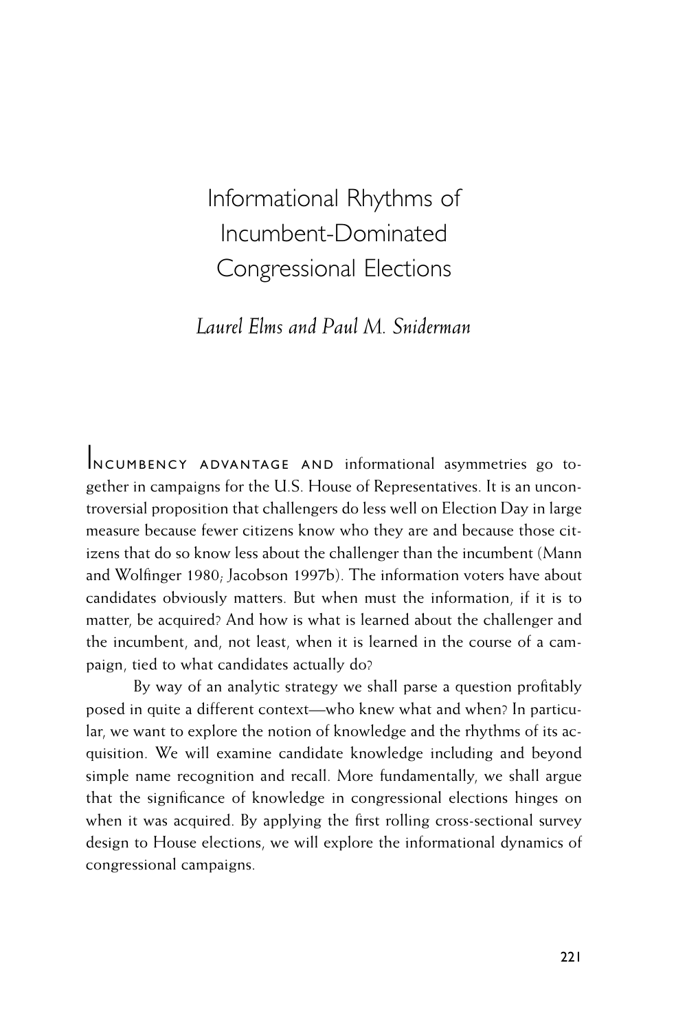# Informational Rhythms of Incumbent-Dominated Congressional Elections

*Laurel Elms and Paul M. Sniderman*

INCUMBENCY ADVANTAGE AND informational asymmetries go together in campaigns for the U.S. House of Representatives. It is an uncontroversial proposition that challengers do less well on Election Day in large measure because fewer citizens know who they are and because those citizens that do so know less about the challenger than the incumbent (Mann and Wolfinger 1980; Jacobson 1997b). The information voters have about candidates obviously matters. But when must the information, if it is to matter, be acquired? And how is what is learned about the challenger and the incumbent, and, not least, when it is learned in the course of a campaign, tied to what candidates actually do?

By way of an analytic strategy we shall parse a question profitably posed in quite a different context—who knew what and when? In particular, we want to explore the notion of knowledge and the rhythms of its acquisition. We will examine candidate knowledge including and beyond simple name recognition and recall. More fundamentally, we shall argue that the significance of knowledge in congressional elections hinges on when it was acquired. By applying the first rolling cross-sectional survey design to House elections, we will explore the informational dynamics of congressional campaigns.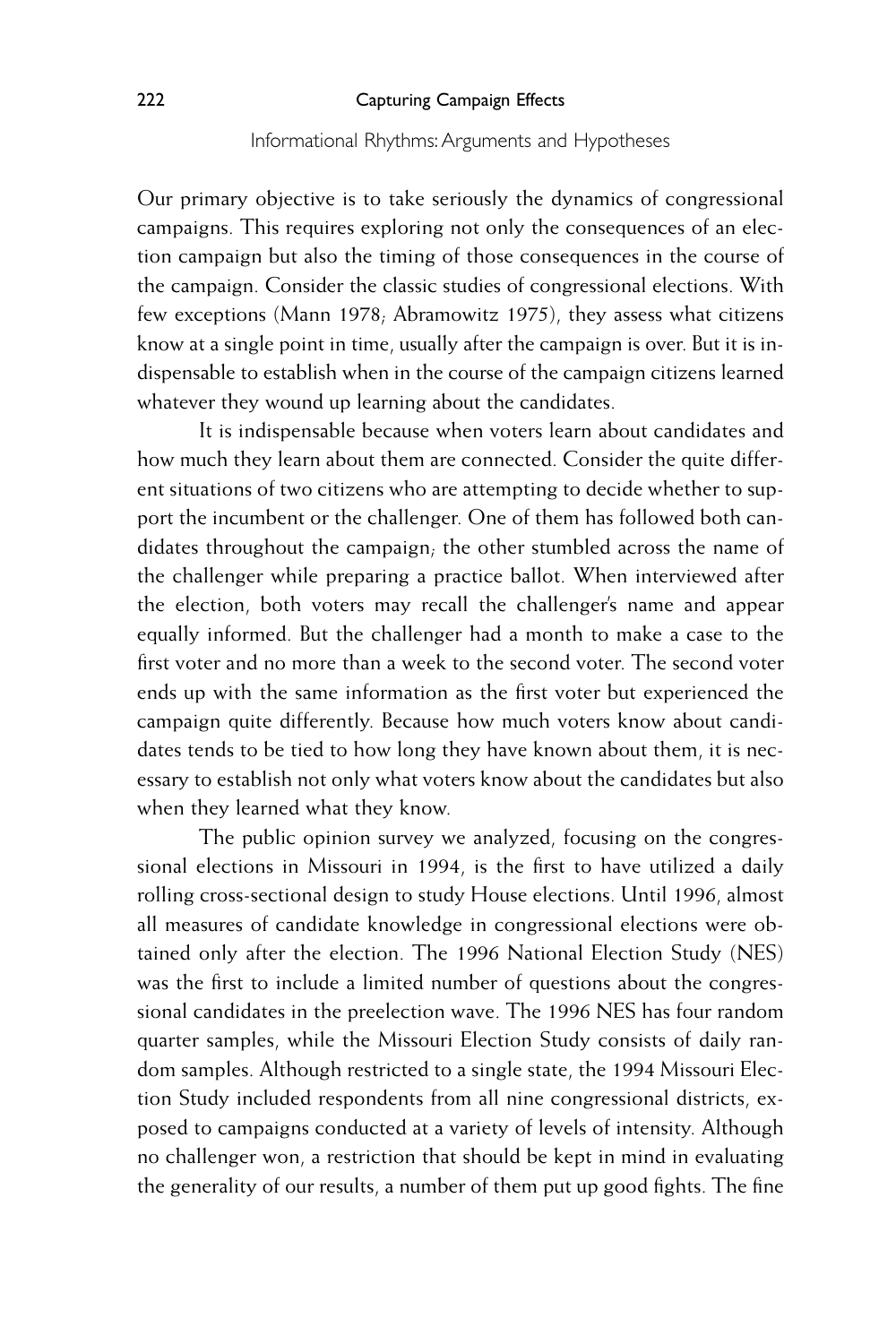## Informational Rhythms: Arguments and Hypotheses

Our primary objective is to take seriously the dynamics of congressional campaigns. This requires exploring not only the consequences of an election campaign but also the timing of those consequences in the course of the campaign. Consider the classic studies of congressional elections. With few exceptions (Mann 1978; Abramowitz 1975), they assess what citizens know at a single point in time, usually after the campaign is over. But it is indispensable to establish when in the course of the campaign citizens learned whatever they wound up learning about the candidates.

It is indispensable because when voters learn about candidates and how much they learn about them are connected. Consider the quite different situations of two citizens who are attempting to decide whether to support the incumbent or the challenger. One of them has followed both candidates throughout the campaign; the other stumbled across the name of the challenger while preparing a practice ballot. When interviewed after the election, both voters may recall the challenger's name and appear equally informed. But the challenger had a month to make a case to the first voter and no more than a week to the second voter. The second voter ends up with the same information as the first voter but experienced the campaign quite differently. Because how much voters know about candidates tends to be tied to how long they have known about them, it is necessary to establish not only what voters know about the candidates but also when they learned what they know.

The public opinion survey we analyzed, focusing on the congressional elections in Missouri in 1994, is the first to have utilized a daily rolling cross-sectional design to study House elections. Until 1996, almost all measures of candidate knowledge in congressional elections were obtained only after the election. The 1996 National Election Study (NES) was the first to include a limited number of questions about the congressional candidates in the preelection wave. The 1996 NES has four random quarter samples, while the Missouri Election Study consists of daily random samples. Although restricted to a single state, the 1994 Missouri Election Study included respondents from all nine congressional districts, exposed to campaigns conducted at a variety of levels of intensity. Although no challenger won, a restriction that should be kept in mind in evaluating the generality of our results, a number of them put up good fights. The fine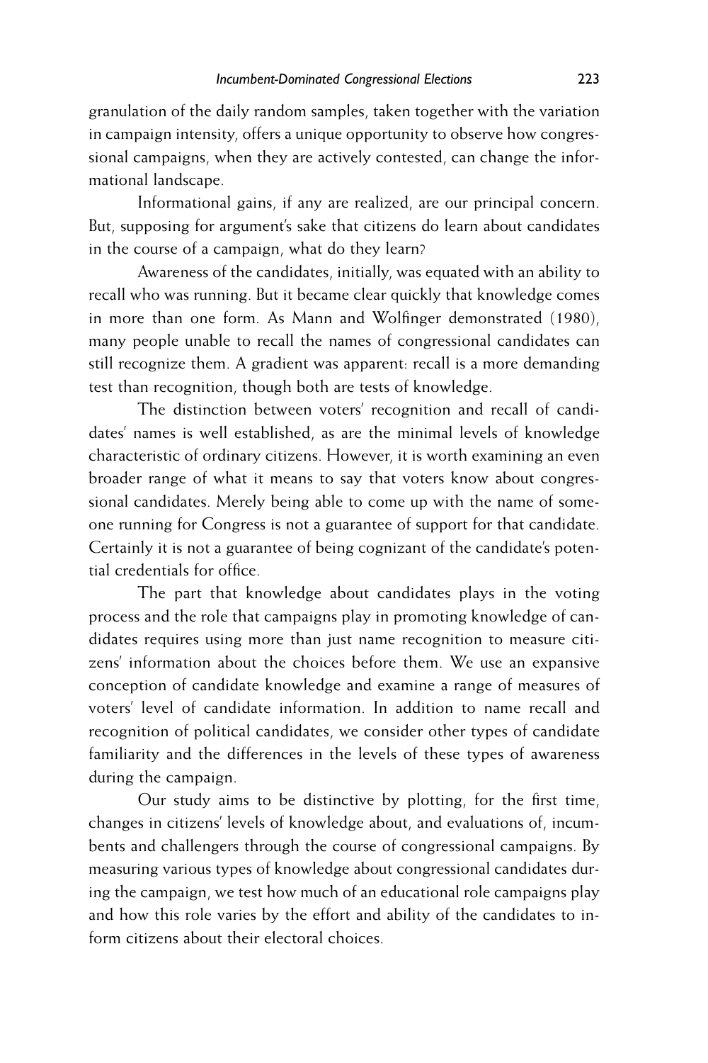granulation of the daily random samples, taken together with the variation in campaign intensity, offers a unique opportunity to observe how congressional campaigns, when they are actively contested, can change the informational landscape.

Informational gains, if any are realized, are our principal concern. But, supposing for argument's sake that citizens do learn about candidates in the course of a campaign, what do they learn?

Awareness of the candidates, initially, was equated with an ability to recall who was running. But it became clear quickly that knowledge comes in more than one form. As Mann and Wolfinger demonstrated (1980), many people unable to recall the names of congressional candidates can still recognize them. A gradient was apparent: recall is a more demanding test than recognition, though both are tests of knowledge.

The distinction between voters' recognition and recall of candidates' names is well established, as are the minimal levels of knowledge characteristic of ordinary citizens. However, it is worth examining an even broader range of what it means to say that voters know about congressional candidates. Merely being able to come up with the name of someone running for Congress is not a guarantee of support for that candidate. Certainly it is not a guarantee of being cognizant of the candidate's potential credentials for office.

The part that knowledge about candidates plays in the voting process and the role that campaigns play in promoting knowledge of candidates requires using more than just name recognition to measure citizens' information about the choices before them. We use an expansive conception of candidate knowledge and examine a range of measures of voters' level of candidate information. In addition to name recall and recognition of political candidates, we consider other types of candidate familiarity and the differences in the levels of these types of awareness during the campaign.

Our study aims to be distinctive by plotting, for the first time, changes in citizens' levels of knowledge about, and evaluations of, incumbents and challengers through the course of congressional campaigns. By measuring various types of knowledge about congressional candidates during the campaign, we test how much of an educational role campaigns play and how this role varies by the effort and ability of the candidates to inform citizens about their electoral choices.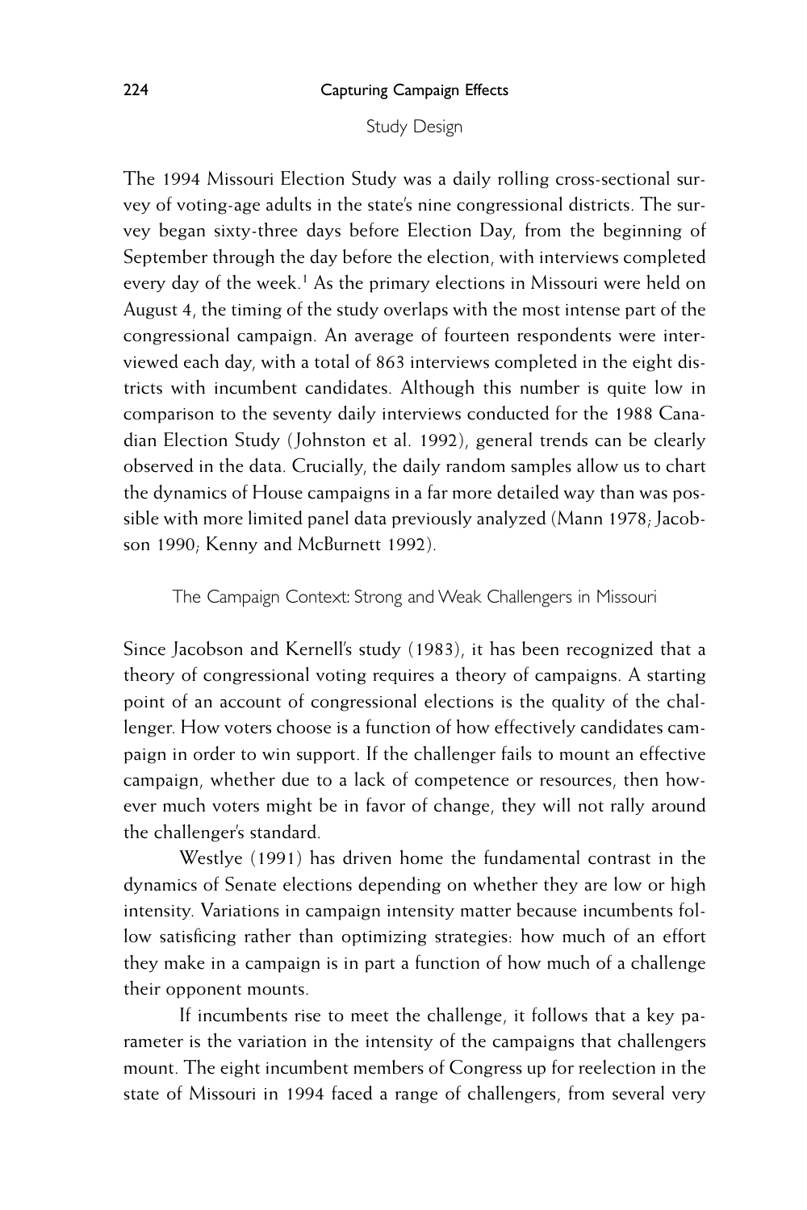## Study Design

The 1994 Missouri Election Study was a daily rolling cross-sectional survey of voting-age adults in the state's nine congressional districts. The survey began sixty-three days before Election Day, from the beginning of September through the day before the election, with interviews completed every day of the week.[1] As the primary elections in Missouri were held on August 4, the timing of the study overlaps with the most intense part of the congressional campaign. An average of fourteen respondents were interviewed each day, with a total of 863 interviews completed in the eight districts with incumbent candidates. Although this number is quite low in comparison to the seventy daily interviews conducted for the 1988 Canadian Election Study (Johnston et al. 1992), general trends can be clearly observed in the data. Crucially, the daily random samples allow us to chart the dynamics of House campaigns in a far more detailed way than was possible with more limited panel data previously analyzed (Mann 1978; Jacobson 1990; Kenny and McBurnett 1992).

## The Campaign Context: Strong and Weak Challengers in Missouri

Since Jacobson and Kernell's study (1983), it has been recognized that a theory of congressional voting requires a theory of campaigns. A starting point of an account of congressional elections is the quality of the challenger. How voters choose is a function of how effectively candidates campaign in order to win support. If the challenger fails to mount an effective campaign, whether due to a lack of competence or resources, then however much voters might be in favor of change, they will not rally around the challenger's standard.

Westlye (1991) has driven home the fundamental contrast in the dynamics of Senate elections depending on whether they are low or high intensity. Variations in campaign intensity matter because incumbents follow satisficing rather than optimizing strategies: how much of an effort they make in a campaign is in part a function of how much of a challenge their opponent mounts.

If incumbents rise to meet the challenge, it follows that a key parameter is the variation in the intensity of the campaigns that challengers mount. The eight incumbent members of Congress up for reelection in the state of Missouri in 1994 faced a range of challengers, from several very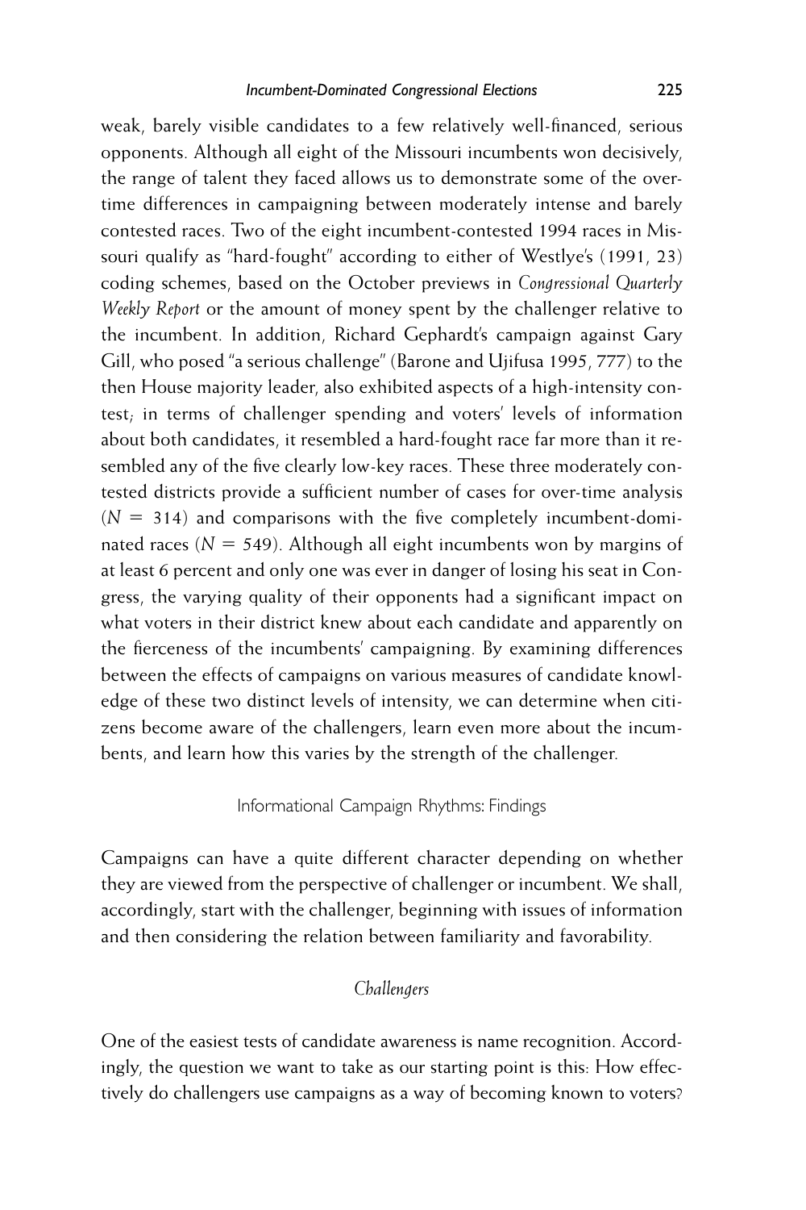weak, barely visible candidates to a few relatively well-financed, serious opponents. Although all eight of the Missouri incumbents won decisively, the range of talent they faced allows us to demonstrate some of the over-time differences in campaigning between moderately intense and barely contested races. Two of the eight incumbent-contested 1994 races in Missouri qualify as "hard-fought" according to either of Westlye's (1991, 23) coding schemes, based on the October previews in *Congressional Quarterly Weekly Report* or the amount of money spent by the challenger relative to the incumbent. In addition, Richard Gephardt's campaign against Gary Gill, who posed "a serious challenge" (Barone and Ujifusa 1995, 777) to the then House majority leader, also exhibited aspects of a high-intensity contest; in terms of challenger spending and voters' levels of information about both candidates, it resembled a hard-fought race far more than it resembled any of the five clearly low-key races. These three moderately contested districts provide a sufficient number of cases for over-time analysis ($N = 314$) and comparisons with the five completely incumbent-dominated races ($N = 549$). Although all eight incumbents won by margins of at least 6 percent and only one was ever in danger of losing his seat in Congress, the varying quality of their opponents had a significant impact on what voters in their district knew about each candidate and apparently on the fierceness of the incumbents' campaigning. By examining differences between the effects of campaigns on various measures of candidate knowledge of these two distinct levels of intensity, we can determine when citizens become aware of the challengers, learn even more about the incumbents, and learn how this varies by the strength of the challenger.

## Informational Campaign Rhythms: Findings

Campaigns can have a quite different character depending on whether they are viewed from the perspective of challenger or incumbent. We shall, accordingly, start with the challenger, beginning with issues of information and then considering the relation between familiarity and favorability.

### *Challengers*

One of the easiest tests of candidate awareness is name recognition. Accordingly, the question we want to take as our starting point is this: How effectively do challengers use campaigns as a way of becoming known to voters?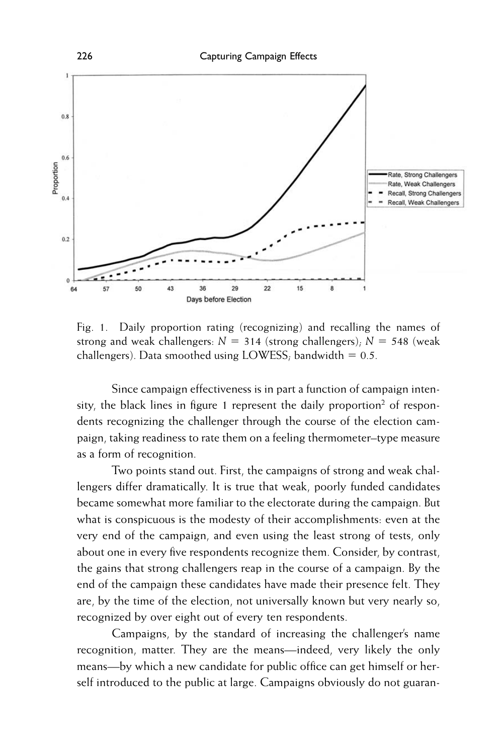Fig. 1. Daily proportion rating (recognizing) and recalling the names of strong and weak challengers: $N = 314$ (strong challengers); $N = 548$ (weak challengers). Data smoothed using LOWESS; bandwidth = 0.5.

Since campaign effectiveness is in part a function of campaign intensity, the black lines in figure 1 represent the daily proportion[2] of respondents recognizing the challenger through the course of the election campaign, taking readiness to rate them on a feeling thermometer–type measure as a form of recognition.

Two points stand out. First, the campaigns of strong and weak challengers differ dramatically. It is true that weak, poorly funded candidates became somewhat more familiar to the electorate during the campaign. But what is conspicuous is the modesty of their accomplishments: even at the very end of the campaign, and even using the least strong of tests, only about one in every five respondents recognize them. Consider, by contrast, the gains that strong challengers reap in the course of a campaign. By the end of the campaign these candidates have made their presence felt. They are, by the time of the election, not universally known but very nearly so, recognized by over eight out of every ten respondents.

Campaigns, by the standard of increasing the challenger's name recognition, matter. They are the means—indeed, very likely the only means—by which a new candidate for public office can get himself or herself introduced to the public at large. Campaigns obviously do not guaran-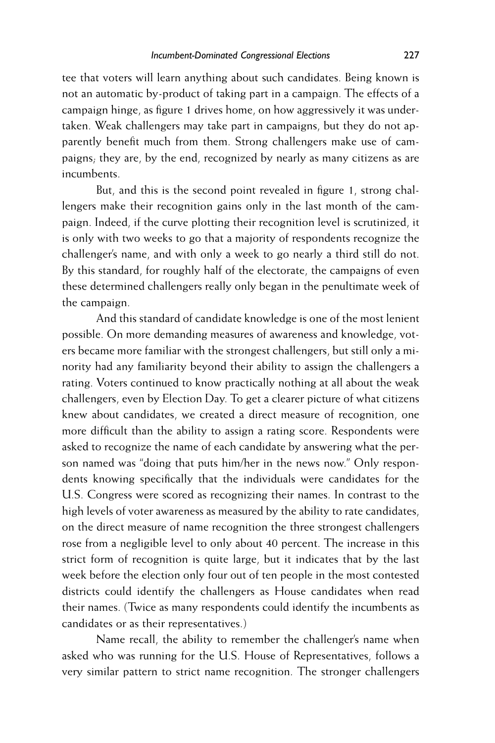tee that voters will learn anything about such candidates. Being known is not an automatic by-product of taking part in a campaign. The effects of a campaign hinge, as figure 1 drives home, on how aggressively it was undertaken. Weak challengers may take part in campaigns, but they do not apparently benefit much from them. Strong challengers make use of campaigns; they are, by the end, recognized by nearly as many citizens as are incumbents.

But, and this is the second point revealed in figure 1, strong challengers make their recognition gains only in the last month of the campaign. Indeed, if the curve plotting their recognition level is scrutinized, it is only with two weeks to go that a majority of respondents recognize the challenger's name, and with only a week to go nearly a third still do not. By this standard, for roughly half of the electorate, the campaigns of even these determined challengers really only began in the penultimate week of the campaign.

And this standard of candidate knowledge is one of the most lenient possible. On more demanding measures of awareness and knowledge, voters became more familiar with the strongest challengers, but still only a minority had any familiarity beyond their ability to assign the challengers a rating. Voters continued to know practically nothing at all about the weak challengers, even by Election Day. To get a clearer picture of what citizens knew about candidates, we created a direct measure of recognition, one more difficult than the ability to assign a rating score. Respondents were asked to recognize the name of each candidate by answering what the person named was "doing that puts him/her in the news now." Only respondents knowing specifically that the individuals were candidates for the U.S. Congress were scored as recognizing their names. In contrast to the high levels of voter awareness as measured by the ability to rate candidates, on the direct measure of name recognition the three strongest challengers rose from a negligible level to only about 40 percent. The increase in this strict form of recognition is quite large, but it indicates that by the last week before the election only four out of ten people in the most contested districts could identify the challengers as House candidates when read their names. (Twice as many respondents could identify the incumbents as candidates or as their representatives.)

Name recall, the ability to remember the challenger's name when asked who was running for the U.S. House of Representatives, follows a very similar pattern to strict name recognition. The stronger challengers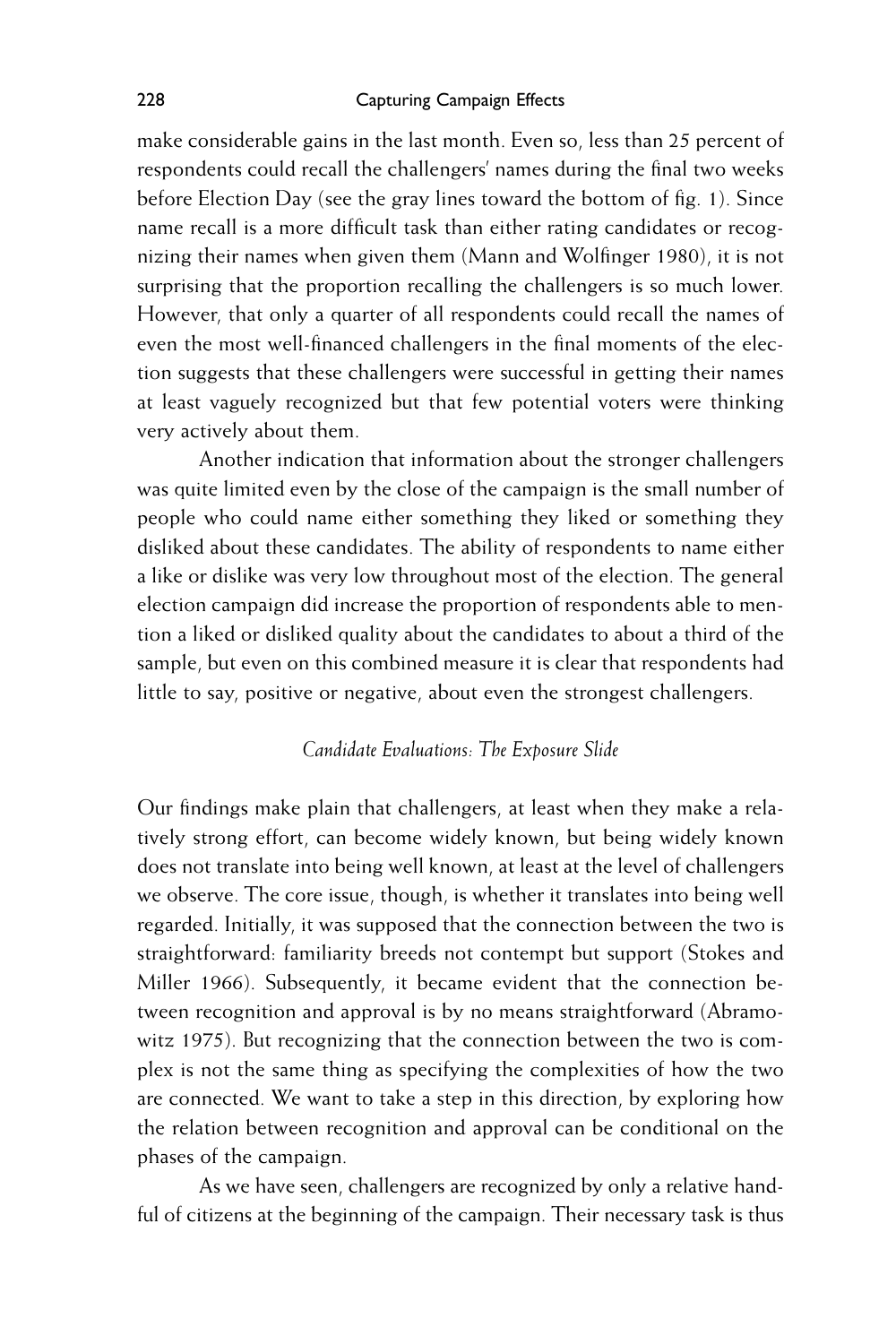make considerable gains in the last month. Even so, less than 25 percent of respondents could recall the challengers' names during the final two weeks before Election Day (see the gray lines toward the bottom of fig. 1). Since name recall is a more difficult task than either rating candidates or recognizing their names when given them (Mann and Wolfinger 1980), it is not surprising that the proportion recalling the challengers is so much lower. However, that only a quarter of all respondents could recall the names of even the most well-financed challengers in the final moments of the election suggests that these challengers were successful in getting their names at least vaguely recognized but that few potential voters were thinking very actively about them.

Another indication that information about the stronger challengers was quite limited even by the close of the campaign is the small number of people who could name either something they liked or something they disliked about these candidates. The ability of respondents to name either a like or dislike was very low throughout most of the election. The general election campaign did increase the proportion of respondents able to mention a liked or disliked quality about the candidates to about a third of the sample, but even on this combined measure it is clear that respondents had little to say, positive or negative, about even the strongest challengers.

### *Candidate Evaluations: The Exposure Slide*

Our findings make plain that challengers, at least when they make a relatively strong effort, can become widely known, but being widely known does not translate into being well known, at least at the level of challengers we observe. The core issue, though, is whether it translates into being well regarded. Initially, it was supposed that the connection between the two is straightforward: familiarity breeds not contempt but support (Stokes and Miller 1966). Subsequently, it became evident that the connection between recognition and approval is by no means straightforward (Abramowitz 1975). But recognizing that the connection between the two is complex is not the same thing as specifying the complexities of how the two are connected. We want to take a step in this direction, by exploring how the relation between recognition and approval can be conditional on the phases of the campaign.

As we have seen, challengers are recognized by only a relative handful of citizens at the beginning of the campaign. Their necessary task is thus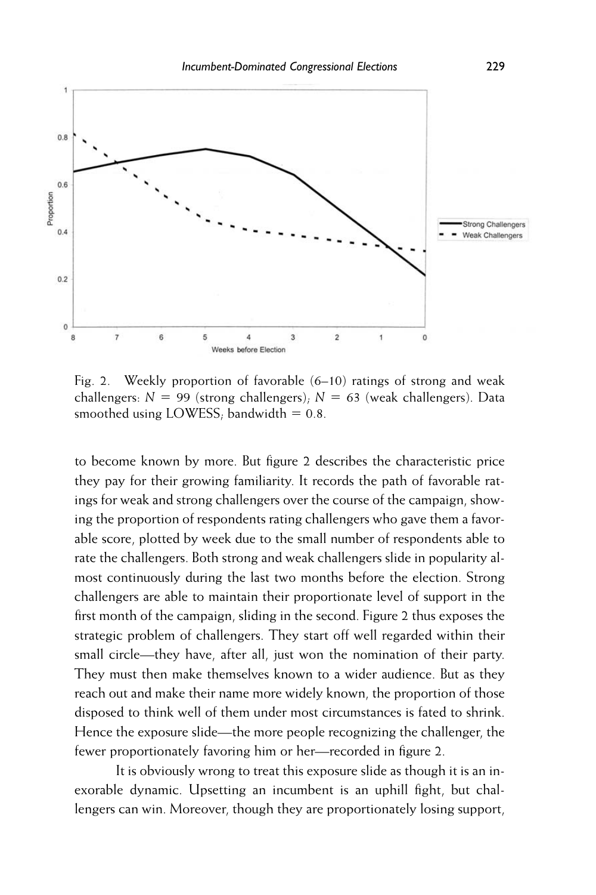Fig. 2. Weekly proportion of favorable (6–10) ratings of strong and weak challengers: $N = 99$ (strong challengers); $N = 63$ (weak challengers). Data smoothed using LOWESS; bandwidth = 0.8.

to become known by more. But figure 2 describes the characteristic price they pay for their growing familiarity. It records the path of favorable ratings for weak and strong challengers over the course of the campaign, showing the proportion of respondents rating challengers who gave them a favorable score, plotted by week due to the small number of respondents able to rate the challengers. Both strong and weak challengers slide in popularity almost continuously during the last two months before the election. Strong challengers are able to maintain their proportionate level of support in the first month of the campaign, sliding in the second. Figure 2 thus exposes the strategic problem of challengers. They start off well regarded within their small circle—they have, after all, just won the nomination of their party. They must then make themselves known to a wider audience. But as they reach out and make their name more widely known, the proportion of those disposed to think well of them under most circumstances is fated to shrink. Hence the exposure slide—the more people recognizing the challenger, the fewer proportionately favoring him or her—recorded in figure 2.

It is obviously wrong to treat this exposure slide as though it is an inexorable dynamic. Upsetting an incumbent is an uphill fight, but challengers can win. Moreover, though they are proportionately losing support,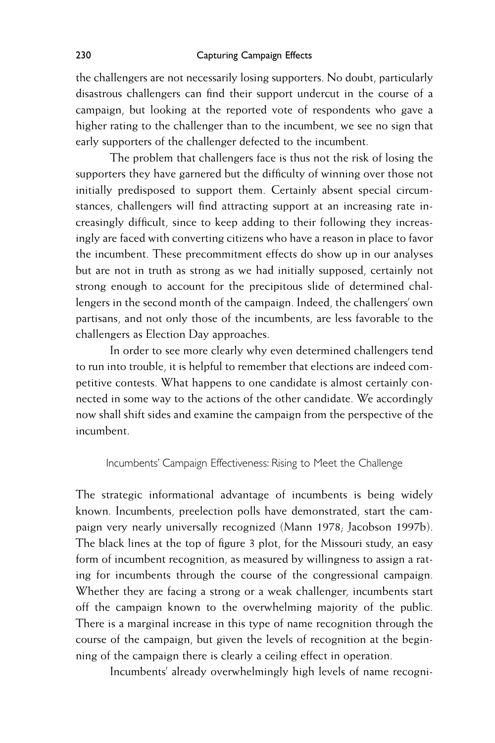the challengers are not necessarily losing supporters. No doubt, particularly disastrous challengers can find their support undercut in the course of a campaign, but looking at the reported vote of respondents who gave a higher rating to the challenger than to the incumbent, we see no sign that early supporters of the challenger defected to the incumbent.

The problem that challengers face is thus not the risk of losing the supporters they have garnered but the difficulty of winning over those not initially predisposed to support them. Certainly absent special circumstances, challengers will find attracting support at an increasing rate increasingly difficult, since to keep adding to their following they increasingly are faced with converting citizens who have a reason in place to favor the incumbent. These precommitment effects do show up in our analyses but are not in truth as strong as we had initially supposed, certainly not strong enough to account for the precipitous slide of determined challengers in the second month of the campaign. Indeed, the challengers' own partisans, and not only those of the incumbents, are less favorable to the challengers as Election Day approaches.

In order to see more clearly why even determined challengers tend to run into trouble, it is helpful to remember that elections are indeed competitive contests. What happens to one candidate is almost certainly connected in some way to the actions of the other candidate. We accordingly now shall shift sides and examine the campaign from the perspective of the incumbent.

## Incumbents' Campaign Effectiveness: Rising to Meet the Challenge

The strategic informational advantage of incumbents is being widely known. Incumbents, preelection polls have demonstrated, start the campaign very nearly universally recognized (Mann 1978; Jacobson 1997b). The black lines at the top of figure 3 plot, for the Missouri study, an easy form of incumbent recognition, as measured by willingness to assign a rating for incumbents through the course of the congressional campaign. Whether they are facing a strong or a weak challenger, incumbents start off the campaign known to the overwhelming majority of the public. There is a marginal increase in this type of name recognition through the course of the campaign, but given the levels of recognition at the beginning of the campaign there is clearly a ceiling effect in operation.

Incumbents' already overwhelmingly high levels of name recogni-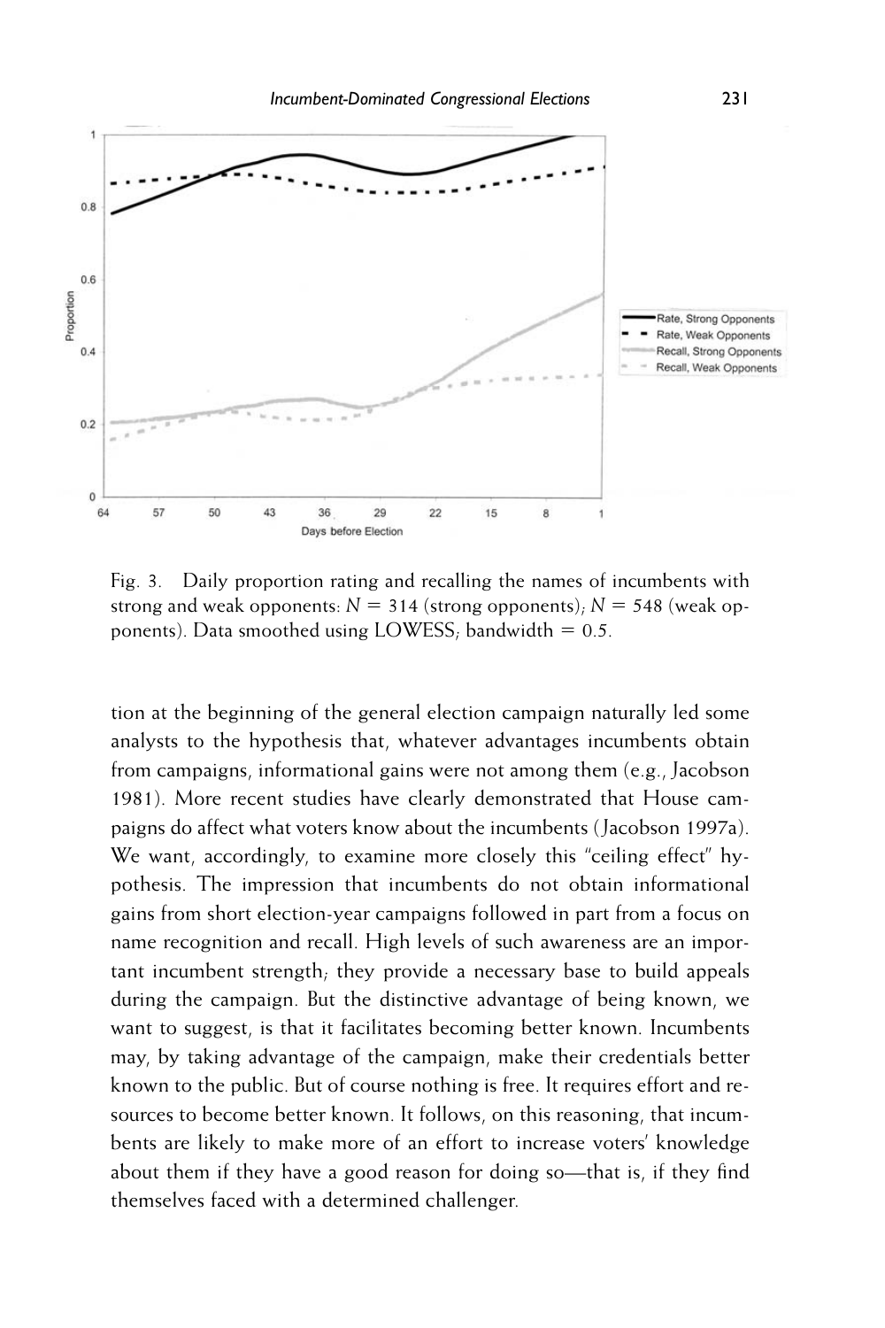Fig. 3. Daily proportion rating and recalling the names of incumbents with strong and weak opponents: $N = 314$ (strong opponents); $N = 548$ (weak opponents). Data smoothed using LOWESS; bandwidth $= 0.5$.

tion at the beginning of the general election campaign naturally led some analysts to the hypothesis that, whatever advantages incumbents obtain from campaigns, informational gains were not among them (e.g., Jacobson 1981). More recent studies have clearly demonstrated that House campaigns do affect what voters know about the incumbents (Jacobson 1997a). We want, accordingly, to examine more closely this "ceiling effect" hypothesis. The impression that incumbents do not obtain informational gains from short election-year campaigns followed in part from a focus on name recognition and recall. High levels of such awareness are an important incumbent strength; they provide a necessary base to build appeals during the campaign. But the distinctive advantage of being known, we want to suggest, is that it facilitates becoming better known. Incumbents may, by taking advantage of the campaign, make their credentials better known to the public. But of course nothing is free. It requires effort and resources to become better known. It follows, on this reasoning, that incumbents are likely to make more of an effort to increase voters' knowledge about them if they have a good reason for doing so—that is, if they find themselves faced with a determined challenger.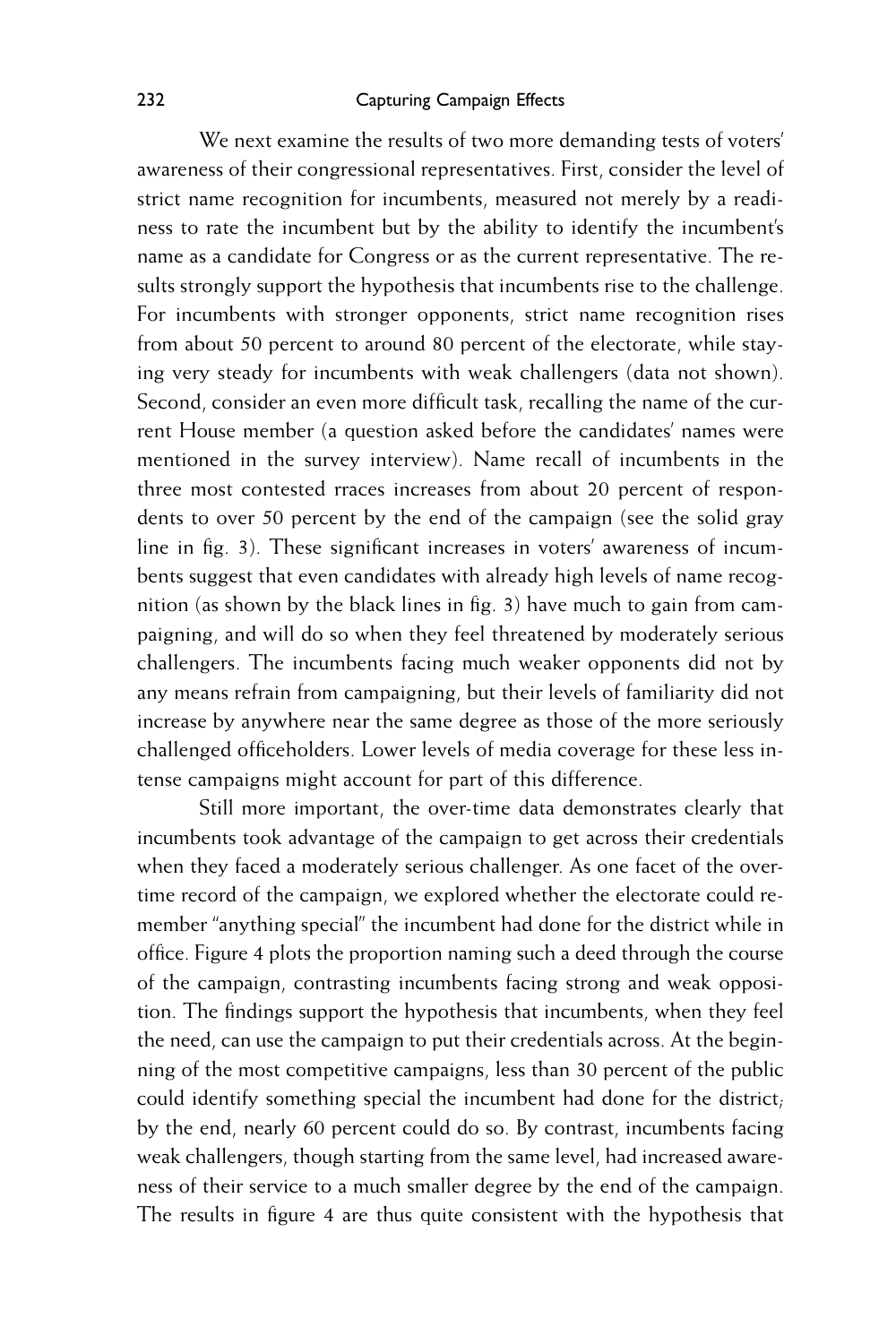We next examine the results of two more demanding tests of voters' awareness of their congressional representatives. First, consider the level of strict name recognition for incumbents, measured not merely by a readiness to rate the incumbent but by the ability to identify the incumbent's name as a candidate for Congress or as the current representative. The results strongly support the hypothesis that incumbents rise to the challenge. For incumbents with stronger opponents, strict name recognition rises from about 50 percent to around 80 percent of the electorate, while staying very steady for incumbents with weak challengers (data not shown). Second, consider an even more difficult task, recalling the name of the current House member (a question asked before the candidates' names were mentioned in the survey interview). Name recall of incumbents in the three most contested rraces increases from about 20 percent of respondents to over 50 percent by the end of the campaign (see the solid gray line in fig. 3). These significant increases in voters' awareness of incumbents suggest that even candidates with already high levels of name recognition (as shown by the black lines in fig. 3) have much to gain from campaigning, and will do so when they feel threatened by moderately serious challengers. The incumbents facing much weaker opponents did not by any means refrain from campaigning, but their levels of familiarity did not increase by anywhere near the same degree as those of the more seriously challenged officeholders. Lower levels of media coverage for these less intense campaigns might account for part of this difference.

Still more important, the over-time data demonstrates clearly that incumbents took advantage of the campaign to get across their credentials when they faced a moderately serious challenger. As one facet of the over-time record of the campaign, we explored whether the electorate could remember "anything special" the incumbent had done for the district while in office. Figure 4 plots the proportion naming such a deed through the course of the campaign, contrasting incumbents facing strong and weak opposition. The findings support the hypothesis that incumbents, when they feel the need, can use the campaign to put their credentials across. At the beginning of the most competitive campaigns, less than 30 percent of the public could identify something special the incumbent had done for the district; by the end, nearly 60 percent could do so. By contrast, incumbents facing weak challengers, though starting from the same level, had increased awareness of their service to a much smaller degree by the end of the campaign. The results in figure 4 are thus quite consistent with the hypothesis that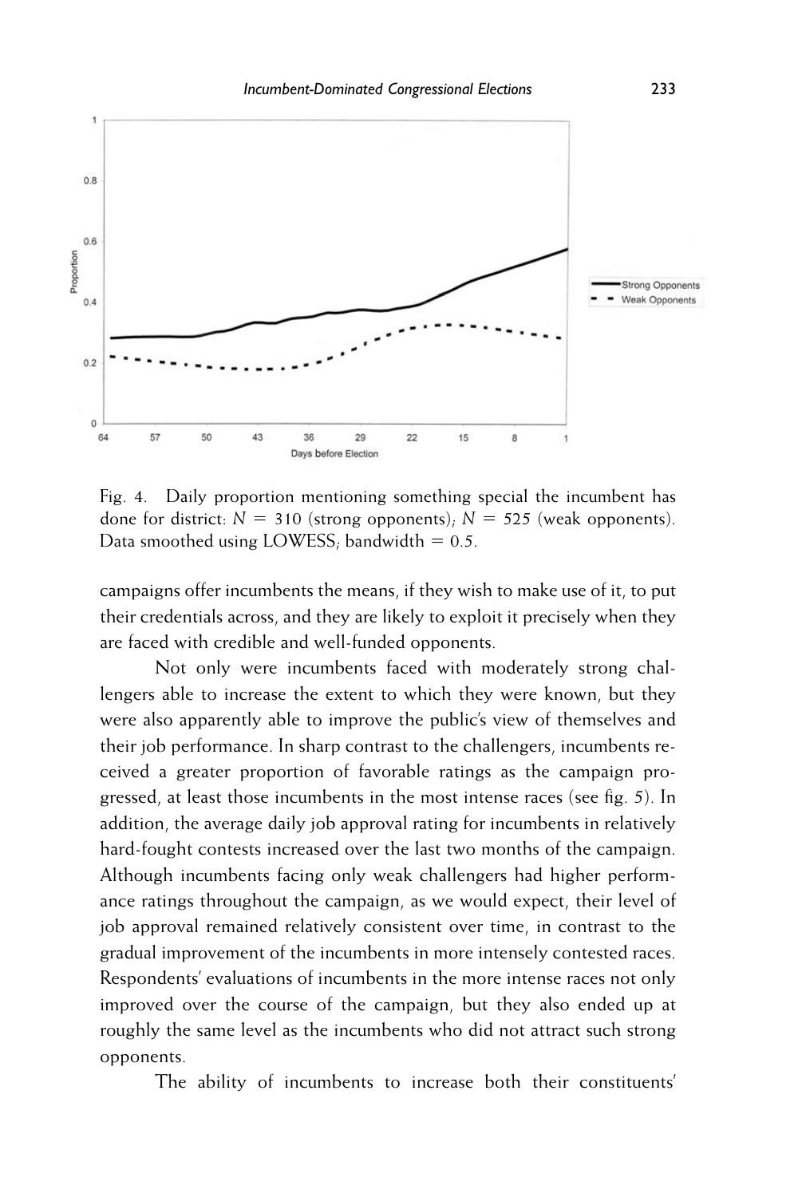Fig. 4. Daily proportion mentioning something special the incumbent has done for district: $N = 310$ (strong opponents); $N = 525$ (weak opponents). Data smoothed using LOWESS; bandwidth = 0.5.

campaigns offer incumbents the means, if they wish to make use of it, to put their credentials across, and they are likely to exploit it precisely when they are faced with credible and well-funded opponents.

Not only were incumbents faced with moderately strong challengers able to increase the extent to which they were known, but they were also apparently able to improve the public's view of themselves and their job performance. In sharp contrast to the challengers, incumbents received a greater proportion of favorable ratings as the campaign progressed, at least those incumbents in the most intense races (see fig. 5). In addition, the average daily job approval rating for incumbents in relatively hard-fought contests increased over the last two months of the campaign. Although incumbents facing only weak challengers had higher performance ratings throughout the campaign, as we would expect, their level of job approval remained relatively consistent over time, in contrast to the gradual improvement of the incumbents in more intensely contested races. Respondents' evaluations of incumbents in the more intense races not only improved over the course of the campaign, but they also ended up at roughly the same level as the incumbents who did not attract such strong opponents.

The ability of incumbents to increase both their constituents'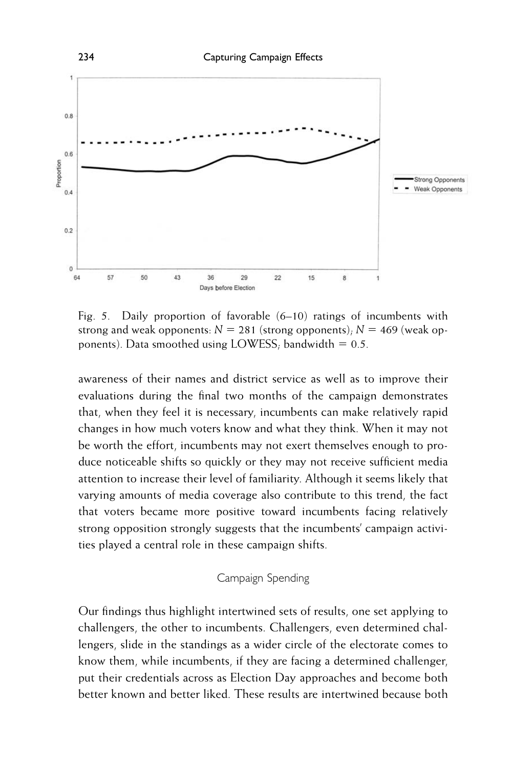Fig. 5. Daily proportion of favorable (6–10) ratings of incumbents with strong and weak opponents: $N = 281$ (strong opponents); $N = 469$ (weak opponents). Data smoothed using LOWESS; bandwidth = 0.5.

awareness of their names and district service as well as to improve their evaluations during the final two months of the campaign demonstrates that, when they feel it is necessary, incumbents can make relatively rapid changes in how much voters know and what they think. When it may not be worth the effort, incumbents may not exert themselves enough to produce noticeable shifts so quickly or they may not receive sufficient media attention to increase their level of familiarity. Although it seems likely that varying amounts of media coverage also contribute to this trend, the fact that voters became more positive toward incumbents facing relatively strong opposition strongly suggests that the incumbents' campaign activities played a central role in these campaign shifts.

## Campaign Spending

Our findings thus highlight intertwined sets of results, one set applying to challengers, the other to incumbents. Challengers, even determined challengers, slide in the standings as a wider circle of the electorate comes to know them, while incumbents, if they are facing a determined challenger, put their credentials across as Election Day approaches and become both better known and better liked. These results are intertwined because both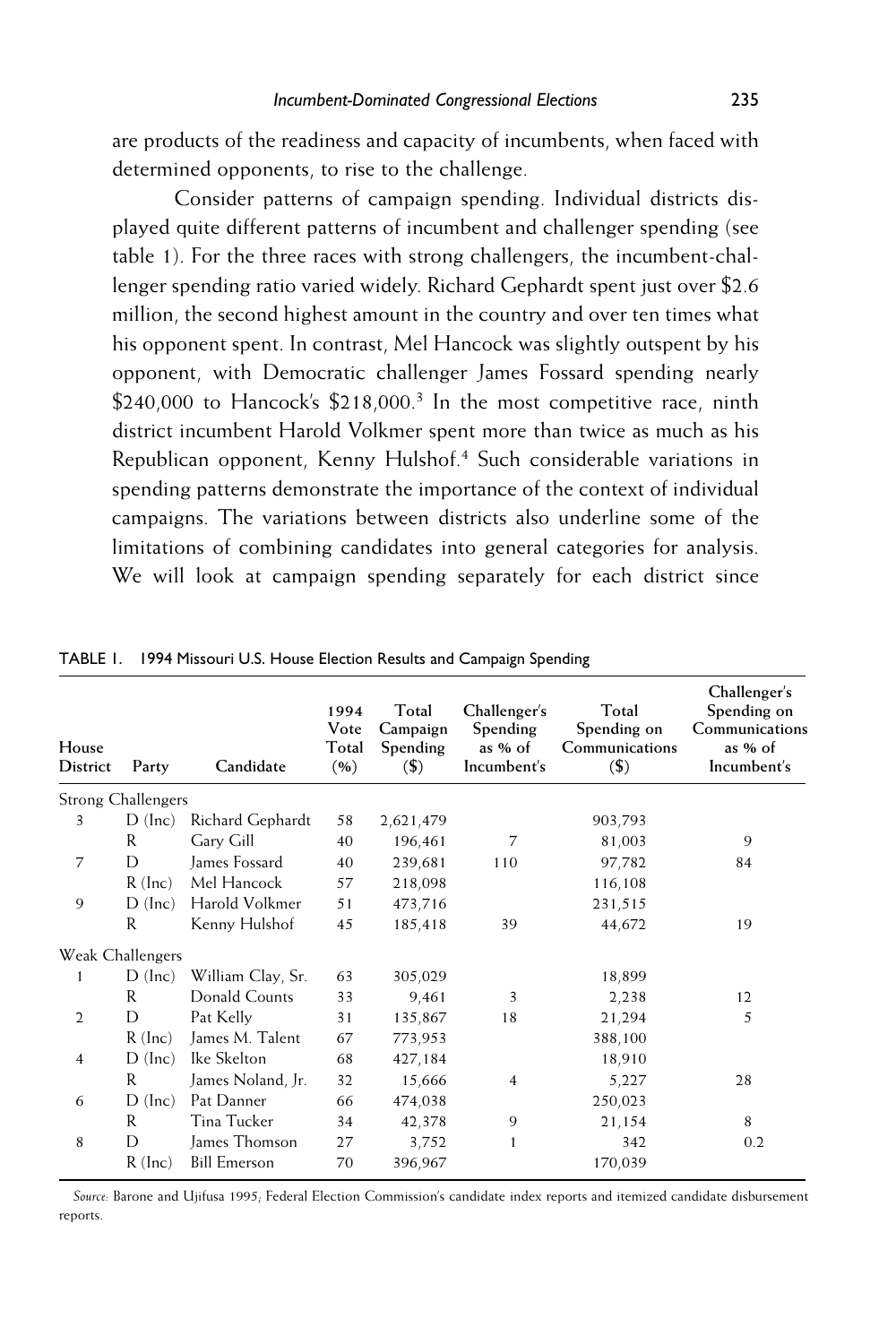are products of the readiness and capacity of incumbents, when faced with determined opponents, to rise to the challenge.

Consider patterns of campaign spending. Individual districts displayed quite different patterns of incumbent and challenger spending (see table 1). For the three races with strong challengers, the incumbent-challenger spending ratio varied widely. Richard Gephardt spent just over $2.6 million, the second highest amount in the country and over ten times what his opponent spent. In contrast, Mel Hancock was slightly outspent by his opponent, with Democratic challenger James Fossard spending nearly $240,000 to Hancock's $218,000.[3] In the most competitive race, ninth district incumbent Harold Volkmer spent more than twice as much as his Republican opponent, Kenny Hulshof.[4] Such considerable variations in spending patterns demonstrate the importance of the context of individual campaigns. The variations between districts also underline some of the limitations of combining candidates into general categories for analysis. We will look at campaign spending separately for each district since

TABLE 1. 1994 Missouri U.S. House Election Results and Campaign Spending

| House District | Party | Candidate | 1994 Vote Total (%) | Total Campaign Spending ($) | Challenger's Spending as % of Incumbent's | Total Spending on Communications ($) | Challenger's Spending on Communications as % of Incumbent's |
|---|---|---|---|---|---|---|---|
| Strong Challengers | | | | | | | |
| 3 | D (Inc) | Richard Gephardt | 58 | 2,621,479 | | 903,793 | |
| | R | Gary Gill | 40 | 196,461 | 7 | 81,003 | 9 |
| 7 | D | James Fossard | 40 | 239,681 | 110 | 97,782 | 84 |
| | R (Inc) | Mel Hancock | 57 | 218,098 | | 116,108 | |
| 9 | D (Inc) | Harold Volkmer | 51 | 473,716 | | 231,515 | |
| | R | Kenny Hulshof | 45 | 185,418 | 39 | 44,672 | 19 |
| Weak Challengers | | | | | | | |
| 1 | D (Inc) | William Clay, Sr. | 63 | 305,029 | | 18,899 | |
| | R | Donald Counts | 33 | 9,461 | 3 | 2,238 | 12 |
| 2 | D | Pat Kelly | 31 | 135,867 | 18 | 21,294 | 5 |
| | R (Inc) | James M. Talent | 67 | 773,953 | | 388,100 | |
| 4 | D (Inc) | Ike Skelton | 68 | 427,184 | | 18,910 | |
| | R | James Noland, Jr. | 32 | 15,666 | 4 | 5,227 | 28 |
| 6 | D (Inc) | Pat Danner | 66 | 474,038 | | 250,023 | |
| | R | Tina Tucker | 34 | 42,378 | 9 | 21,154 | 8 |
| 8 | D | James Thomson | 27 | 3,752 | 1 | 342 | 0.2 |
| | R (Inc) | Bill Emerson | 70 | 396,967 | | 170,039 | |

*Source:* Barone and Ujifusa 1995; Federal Election Commission's candidate index reports and itemized candidate disbursement reports.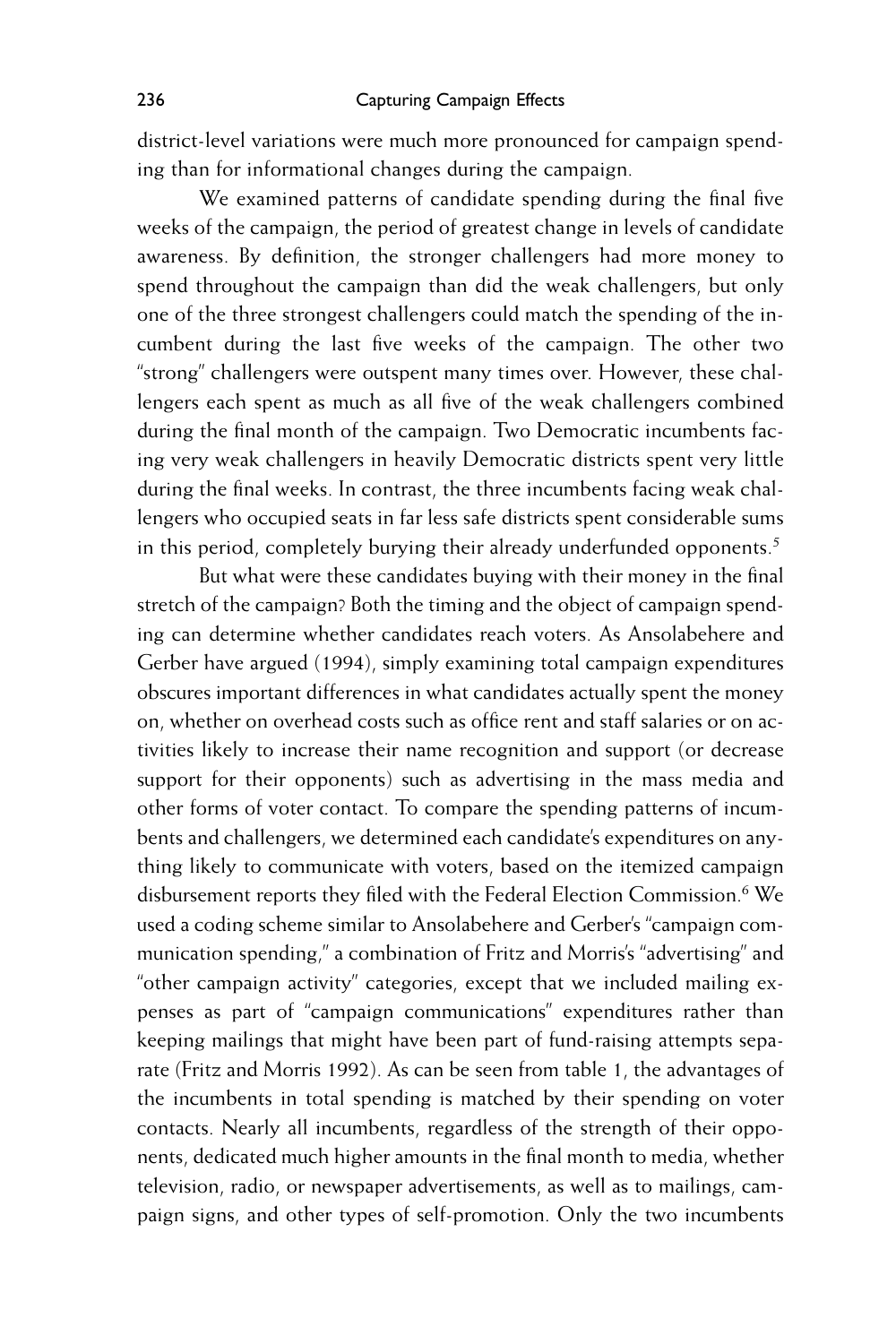district-level variations were much more pronounced for campaign spending than for informational changes during the campaign.

We examined patterns of candidate spending during the final five weeks of the campaign, the period of greatest change in levels of candidate awareness. By definition, the stronger challengers had more money to spend throughout the campaign than did the weak challengers, but only one of the three strongest challengers could match the spending of the incumbent during the last five weeks of the campaign. The other two "strong" challengers were outspent many times over. However, these challengers each spent as much as all five of the weak challengers combined during the final month of the campaign. Two Democratic incumbents facing very weak challengers in heavily Democratic districts spent very little during the final weeks. In contrast, the three incumbents facing weak challengers who occupied seats in far less safe districts spent considerable sums in this period, completely burying their already underfunded opponents.[5]

But what were these candidates buying with their money in the final stretch of the campaign? Both the timing and the object of campaign spending can determine whether candidates reach voters. As Ansolabehere and Gerber have argued (1994), simply examining total campaign expenditures obscures important differences in what candidates actually spent the money on, whether on overhead costs such as office rent and staff salaries or on activities likely to increase their name recognition and support (or decrease support for their opponents) such as advertising in the mass media and other forms of voter contact. To compare the spending patterns of incumbents and challengers, we determined each candidate's expenditures on anything likely to communicate with voters, based on the itemized campaign disbursement reports they filed with the Federal Election Commission.[6] We used a coding scheme similar to Ansolabehere and Gerber's "campaign communication spending," a combination of Fritz and Morris's "advertising" and "other campaign activity" categories, except that we included mailing expenses as part of "campaign communications" expenditures rather than keeping mailings that might have been part of fund-raising attempts separate (Fritz and Morris 1992). As can be seen from table 1, the advantages of the incumbents in total spending is matched by their spending on voter contacts. Nearly all incumbents, regardless of the strength of their opponents, dedicated much higher amounts in the final month to media, whether television, radio, or newspaper advertisements, as well as to mailings, campaign signs, and other types of self-promotion. Only the two incumbents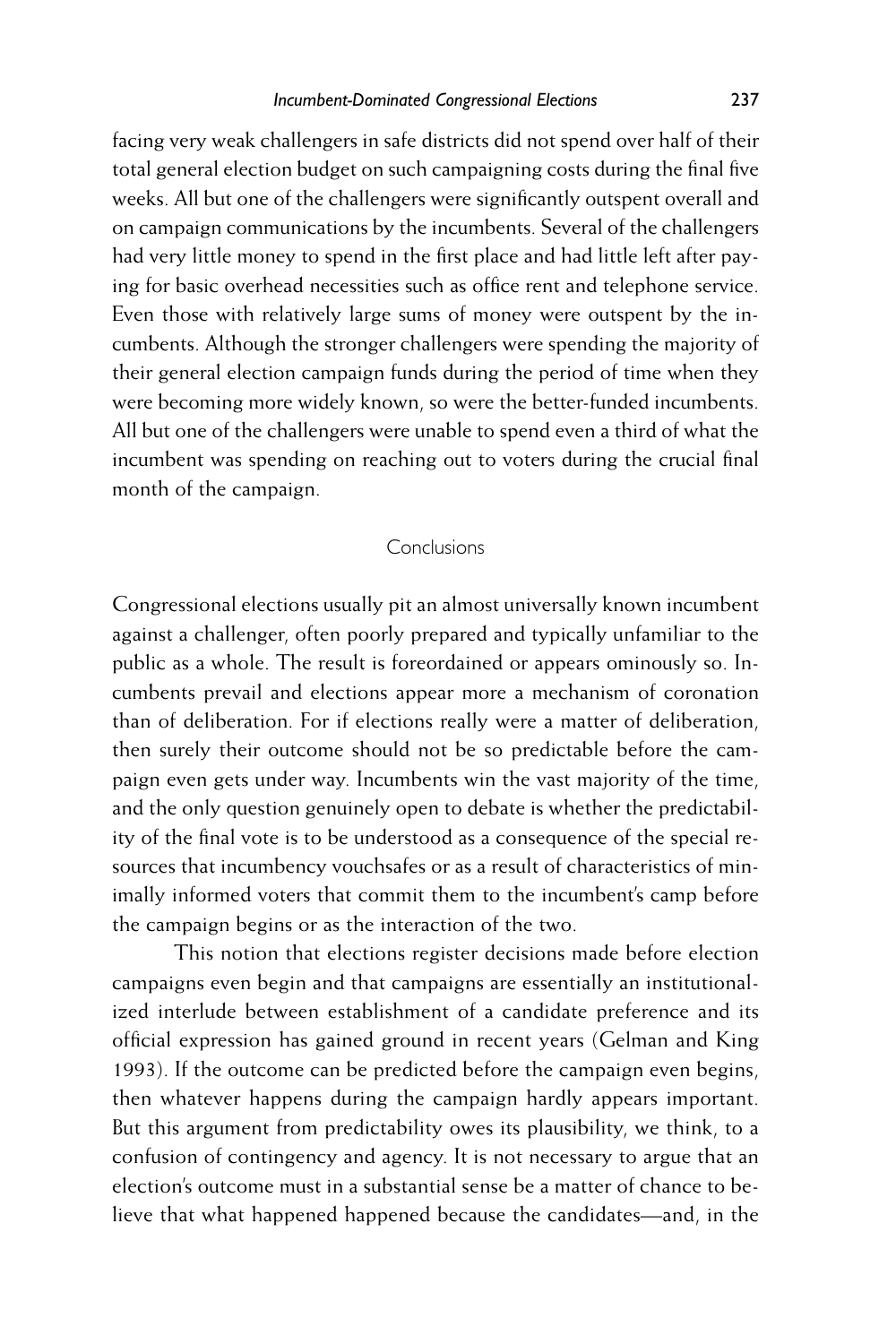facing very weak challengers in safe districts did not spend over half of their total general election budget on such campaigning costs during the final five weeks. All but one of the challengers were significantly outspent overall and on campaign communications by the incumbents. Several of the challengers had very little money to spend in the first place and had little left after paying for basic overhead necessities such as office rent and telephone service. Even those with relatively large sums of money were outspent by the incumbents. Although the stronger challengers were spending the majority of their general election campaign funds during the period of time when they were becoming more widely known, so were the better-funded incumbents. All but one of the challengers were unable to spend even a third of what the incumbent was spending on reaching out to voters during the crucial final month of the campaign.

## Conclusions

Congressional elections usually pit an almost universally known incumbent against a challenger, often poorly prepared and typically unfamiliar to the public as a whole. The result is foreordained or appears ominously so. Incumbents prevail and elections appear more a mechanism of coronation than of deliberation. For if elections really were a matter of deliberation, then surely their outcome should not be so predictable before the campaign even gets under way. Incumbents win the vast majority of the time, and the only question genuinely open to debate is whether the predictability of the final vote is to be understood as a consequence of the special resources that incumbency vouchsafes or as a result of characteristics of minimally informed voters that commit them to the incumbent's camp before the campaign begins or as the interaction of the two.

This notion that elections register decisions made before election campaigns even begin and that campaigns are essentially an institutionalized interlude between establishment of a candidate preference and its official expression has gained ground in recent years (Gelman and King 1993). If the outcome can be predicted before the campaign even begins, then whatever happens during the campaign hardly appears important. But this argument from predictability owes its plausibility, we think, to a confusion of contingency and agency. It is not necessary to argue that an election's outcome must in a substantial sense be a matter of chance to believe that what happened happened because the candidates—and, in the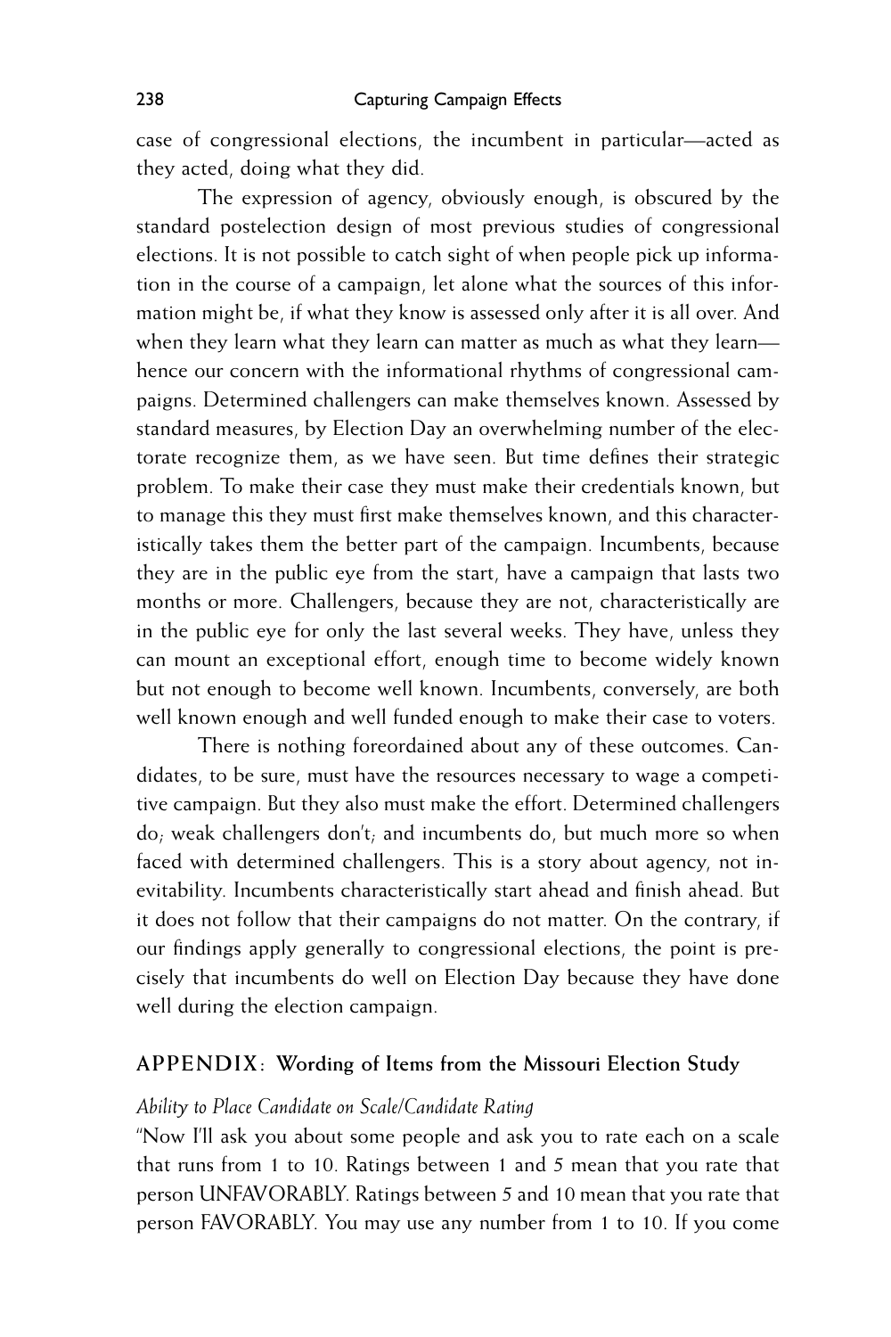case of congressional elections, the incumbent in particular—acted as they acted, doing what they did.

The expression of agency, obviously enough, is obscured by the standard postelection design of most previous studies of congressional elections. It is not possible to catch sight of when people pick up information in the course of a campaign, let alone what the sources of this information might be, if what they know is assessed only after it is all over. And when they learn what they learn can matter as much as what they learn—hence our concern with the informational rhythms of congressional campaigns. Determined challengers can make themselves known. Assessed by standard measures, by Election Day an overwhelming number of the electorate recognize them, as we have seen. But time defines their strategic problem. To make their case they must make their credentials known, but to manage this they must first make themselves known, and this characteristically takes them the better part of the campaign. Incumbents, because they are in the public eye from the start, have a campaign that lasts two months or more. Challengers, because they are not, characteristically are in the public eye for only the last several weeks. They have, unless they can mount an exceptional effort, enough time to become widely known but not enough to become well known. Incumbents, conversely, are both well known enough and well funded enough to make their case to voters.

There is nothing foreordained about any of these outcomes. Candidates, to be sure, must have the resources necessary to wage a competitive campaign. But they also must make the effort. Determined challengers do; weak challengers don't; and incumbents do, but much more so when faced with determined challengers. This is a story about agency, not inevitability. Incumbents characteristically start ahead and finish ahead. But it does not follow that their campaigns do not matter. On the contrary, if our findings apply generally to congressional elections, the point is precisely that incumbents do well on Election Day because they have done well during the election campaign.

## APPENDIX: Wording of Items from the Missouri Election Study

### *Ability to Place Candidate on Scale/Candidate Rating*

"Now I'll ask you about some people and ask you to rate each on a scale that runs from 1 to 10. Ratings between 1 and 5 mean that you rate that person UNFAVORABLY. Ratings between 5 and 10 mean that you rate that person FAVORABLY. You may use any number from 1 to 10. If you come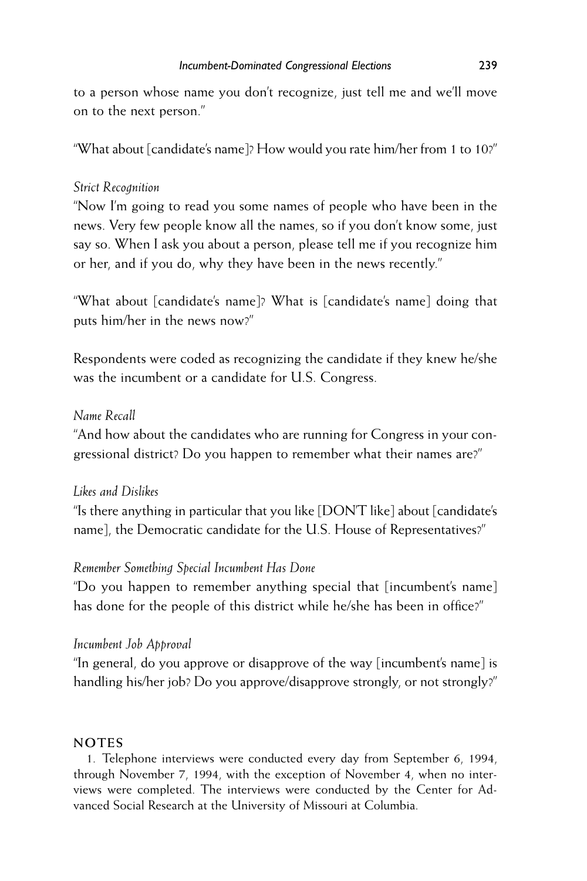to a person whose name you don't recognize, just tell me and we'll move on to the next person."

"What about [candidate's name]? How would you rate him/her from 1 to 10?"

*Strict Recognition*

"Now I'm going to read you some names of people who have been in the news. Very few people know all the names, so if you don't know some, just say so. When I ask you about a person, please tell me if you recognize him or her, and if you do, why they have been in the news recently."

"What about [candidate's name]? What is [candidate's name] doing that puts him/her in the news now?"

Respondents were coded as recognizing the candidate if they knew he/she was the incumbent or a candidate for U.S. Congress.

*Name Recall*

"And how about the candidates who are running for Congress in your congressional district? Do you happen to remember what their names are?"

*Likes and Dislikes*

"Is there anything in particular that you like [DON'T like] about [candidate's name], the Democratic candidate for the U.S. House of Representatives?"

*Remember Something Special Incumbent Has Done*

"Do you happen to remember anything special that [incumbent's name] has done for the people of this district while he/she has been in office?"

*Incumbent Job Approval*

"In general, do you approve or disapprove of the way [incumbent's name] is handling his/her job? Do you approve/disapprove strongly, or not strongly?"

## NOTES

1. Telephone interviews were conducted every day from September 6, 1994, through November 7, 1994, with the exception of November 4, when no interviews were completed. The interviews were conducted by the Center for Advanced Social Research at the University of Missouri at Columbia.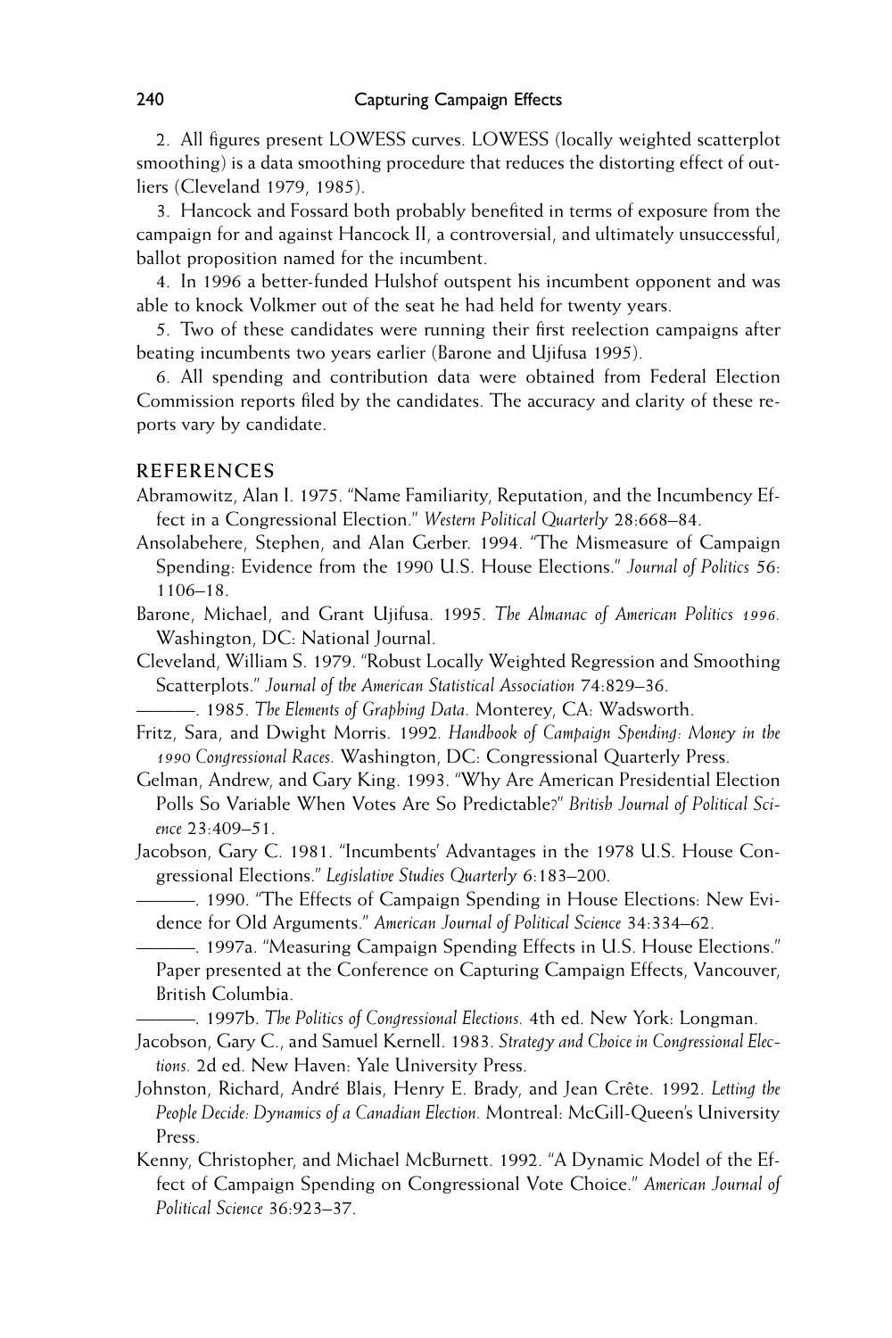2. All figures present LOWESS curves. LOWESS (locally weighted scatterplot smoothing) is a data smoothing procedure that reduces the distorting effect of outliers (Cleveland 1979, 1985).

3. Hancock and Fossard both probably benefited in terms of exposure from the campaign for and against Hancock II, a controversial, and ultimately unsuccessful, ballot proposition named for the incumbent.

4. In 1996 a better-funded Hulshof outspent his incumbent opponent and was able to knock Volkmer out of the seat he had held for twenty years.

5. Two of these candidates were running their first reelection campaigns after beating incumbents two years earlier (Barone and Ujifusa 1995).

6. All spending and contribution data were obtained from Federal Election Commission reports filed by the candidates. The accuracy and clarity of these reports vary by candidate.

## REFERENCES

Abramowitz, Alan I. 1975. "Name Familiarity, Reputation, and the Incumbency Effect in a Congressional Election." *Western Political Quarterly* 28:668–84.

Ansolabehere, Stephen, and Alan Gerber. 1994. "The Mismeasure of Campaign Spending: Evidence from the 1990 U.S. House Elections." *Journal of Politics* 56: 1106–18.

Barone, Michael, and Grant Ujifusa. 1995. *The Almanac of American Politics 1996.* Washington, DC: National Journal.

Cleveland, William S. 1979. "Robust Locally Weighted Regression and Smoothing Scatterplots." *Journal of the American Statistical Association* 74:829–36.

———. 1985. *The Elements of Graphing Data.* Monterey, CA: Wadsworth.

Fritz, Sara, and Dwight Morris. 1992. *Handbook of Campaign Spending: Money in the 1990 Congressional Races.* Washington, DC: Congressional Quarterly Press.

Gelman, Andrew, and Gary King. 1993. "Why Are American Presidential Election Polls So Variable When Votes Are So Predictable?" *British Journal of Political Science* 23:409–51.

Jacobson, Gary C. 1981. "Incumbents' Advantages in the 1978 U.S. House Congressional Elections." *Legislative Studies Quarterly* 6:183–200.

———. 1990. "The Effects of Campaign Spending in House Elections: New Evidence for Old Arguments." *American Journal of Political Science* 34:334–62.

———. 1997a. "Measuring Campaign Spending Effects in U.S. House Elections." Paper presented at the Conference on Capturing Campaign Effects, Vancouver, British Columbia.

———. 1997b. *The Politics of Congressional Elections.* 4th ed. New York: Longman.

Jacobson, Gary C., and Samuel Kernell. 1983. *Strategy and Choice in Congressional Elections.* 2d ed. New Haven: Yale University Press.

Johnston, Richard, André Blais, Henry E. Brady, and Jean Crête. 1992. *Letting the People Decide: Dynamics of a Canadian Election.* Montreal: McGill-Queen's University Press.

Kenny, Christopher, and Michael McBurnett. 1992. "A Dynamic Model of the Effect of Campaign Spending on Congressional Vote Choice." *American Journal of Political Science* 36:923–37.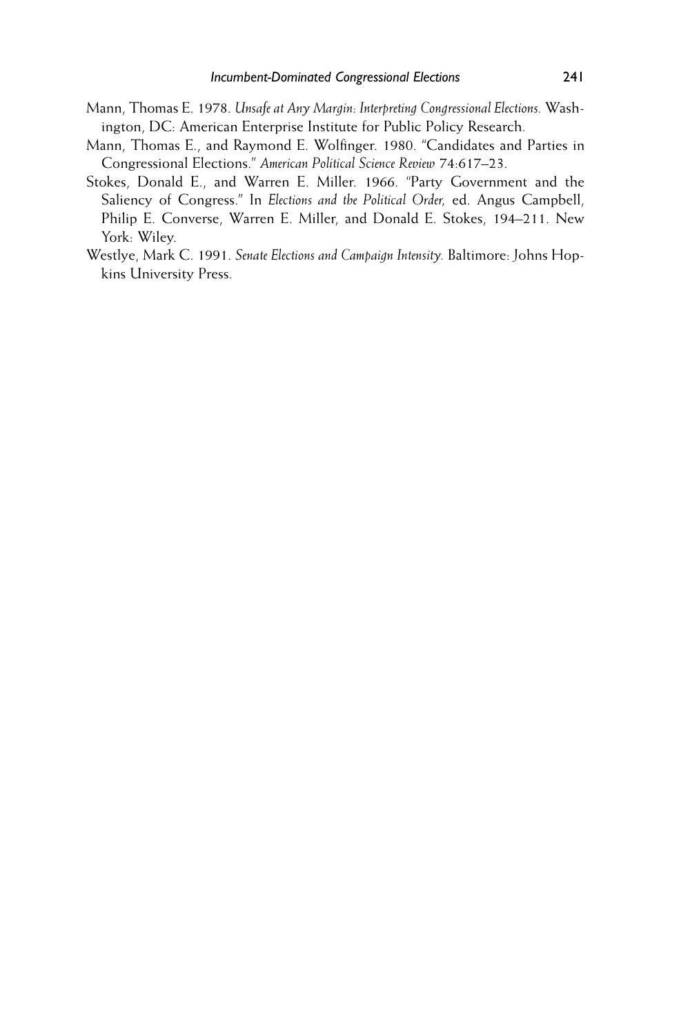Mann, Thomas E. 1978. *Unsafe at Any Margin: Interpreting Congressional Elections.* Washington, DC: American Enterprise Institute for Public Policy Research.

Mann, Thomas E., and Raymond E. Wolfinger. 1980. "Candidates and Parties in Congressional Elections." *American Political Science Review* 74:617–23.

Stokes, Donald E., and Warren E. Miller. 1966. "Party Government and the Saliency of Congress." In *Elections and the Political Order,* ed. Angus Campbell, Philip E. Converse, Warren E. Miller, and Donald E. Stokes, 194–211. New York: Wiley.

Westlye, Mark C. 1991. *Senate Elections and Campaign Intensity.* Baltimore: Johns Hopkins University Press.